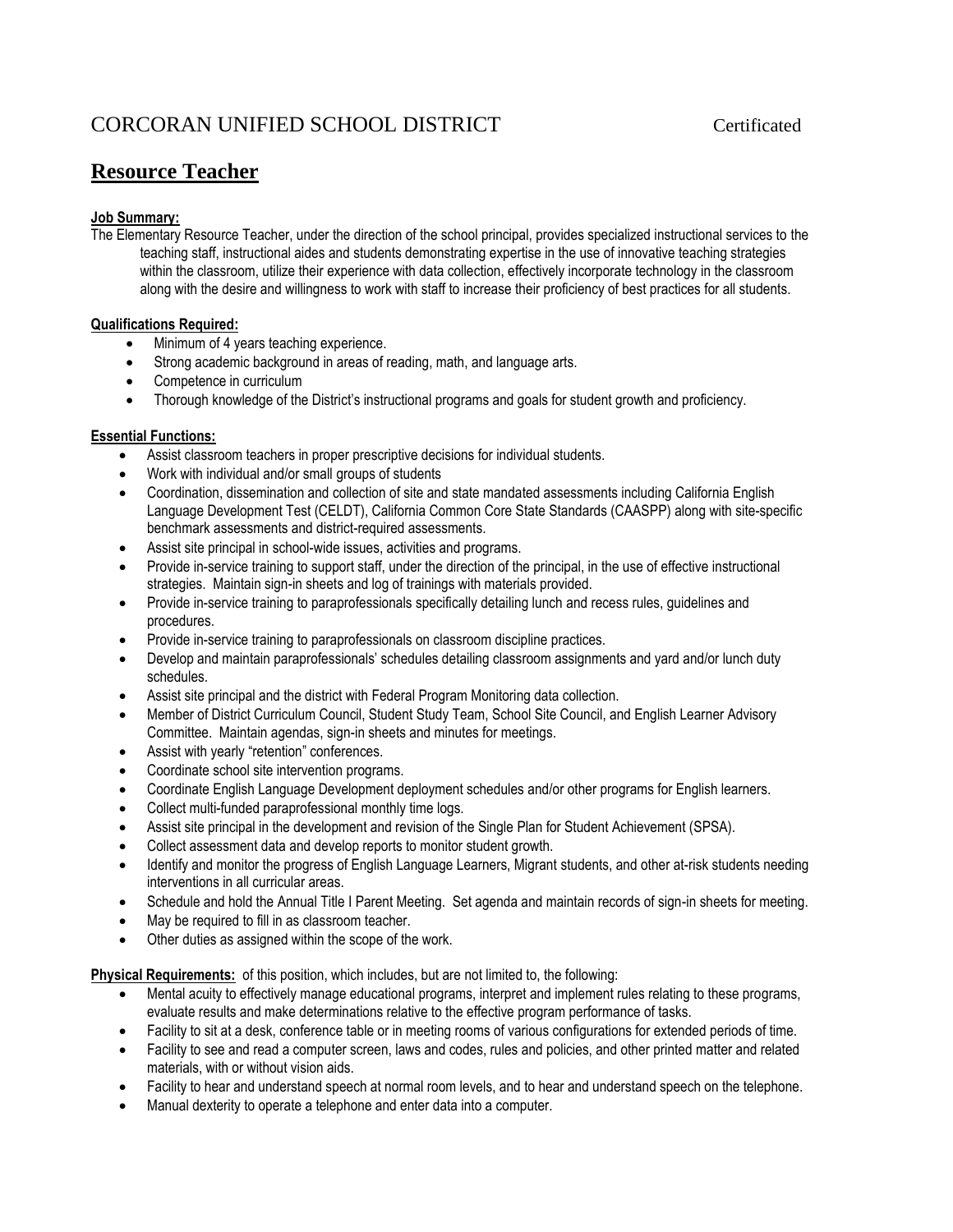# CORCORAN UNIFIED SCHOOL DISTRICT

Certificated

## Resource Teacher

**Job Summary:**

The Elementary Resource Teacher, under the direction of the school principal, provides specialized instructional services to the teaching staff, instructional aides and students demonstrating expertise in the use of innovative teaching strategies within the classroom, utilize their experience with data collection, effectively incorporate technology in the classroom along with the desire and willingness to work with staff to increase their proficiency of best practices for all students.

**Qualifications Required:**

- Minimum of 4 years teaching experience.
- Strong academic background in areas of reading, math, and language arts.
- Competence in curriculum
- Thorough knowledge of the District's instructional programs and goals for student growth and proficiency.

**Essential Functions:**

- Assist classroom teachers in proper prescriptive decisions for individual students.
- Work with individual and/or small groups of students
- Coordination, dissemination and collection of site and state mandated assessments including California English Language Development Test (CELDT), California Common Core State Standards (CAASPP) along with site-specific benchmark assessments and district-required assessments.
- Assist site principal in school-wide issues, activities and programs.
- Provide in-service training to support staff, under the direction of the principal, in the use of effective instructional strategies. Maintain sign-in sheets and log of trainings with materials provided.
- Provide in-service training to paraprofessionals specifically detailing lunch and recess rules, guidelines and procedures.
- Provide in-service training to paraprofessionals on classroom discipline practices.
- Develop and maintain paraprofessionals' schedules detailing classroom assignments and yard and/or lunch duty schedules.
- Assist site principal and the district with Federal Program Monitoring data collection.
- Member of District Curriculum Council, Student Study Team, School Site Council, and English Learner Advisory Committee. Maintain agendas, sign-in sheets and minutes for meetings.
- Assist with yearly "retention" conferences.
- Coordinate school site intervention programs.
- Coordinate English Language Development deployment schedules and/or other programs for English learners.
- Collect multi-funded paraprofessional monthly time logs.
- Assist site principal in the development and revision of the Single Plan for Student Achievement (SPSA).
- Collect assessment data and develop reports to monitor student growth.
- Identify and monitor the progress of English Language Learners, Migrant students, and other at-risk students needing interventions in all curricular areas.
- Schedule and hold the Annual Title I Parent Meeting. Set agenda and maintain records of sign-in sheets for meeting.
- May be required to fill in as classroom teacher.
- Other duties as assigned within the scope of the work.

**Physical Requirements:** of this position, which includes, but are not limited to, the following:

- Mental acuity to effectively manage educational programs, interpret and implement rules relating to these programs, evaluate results and make determinations relative to the effective program performance of tasks.
- Facility to sit at a desk, conference table or in meeting rooms of various configurations for extended periods of time.
- Facility to see and read a computer screen, laws and codes, rules and policies, and other printed matter and related materials, with or without vision aids.
- Facility to hear and understand speech at normal room levels, and to hear and understand speech on the telephone.
- Manual dexterity to operate a telephone and enter data into a computer.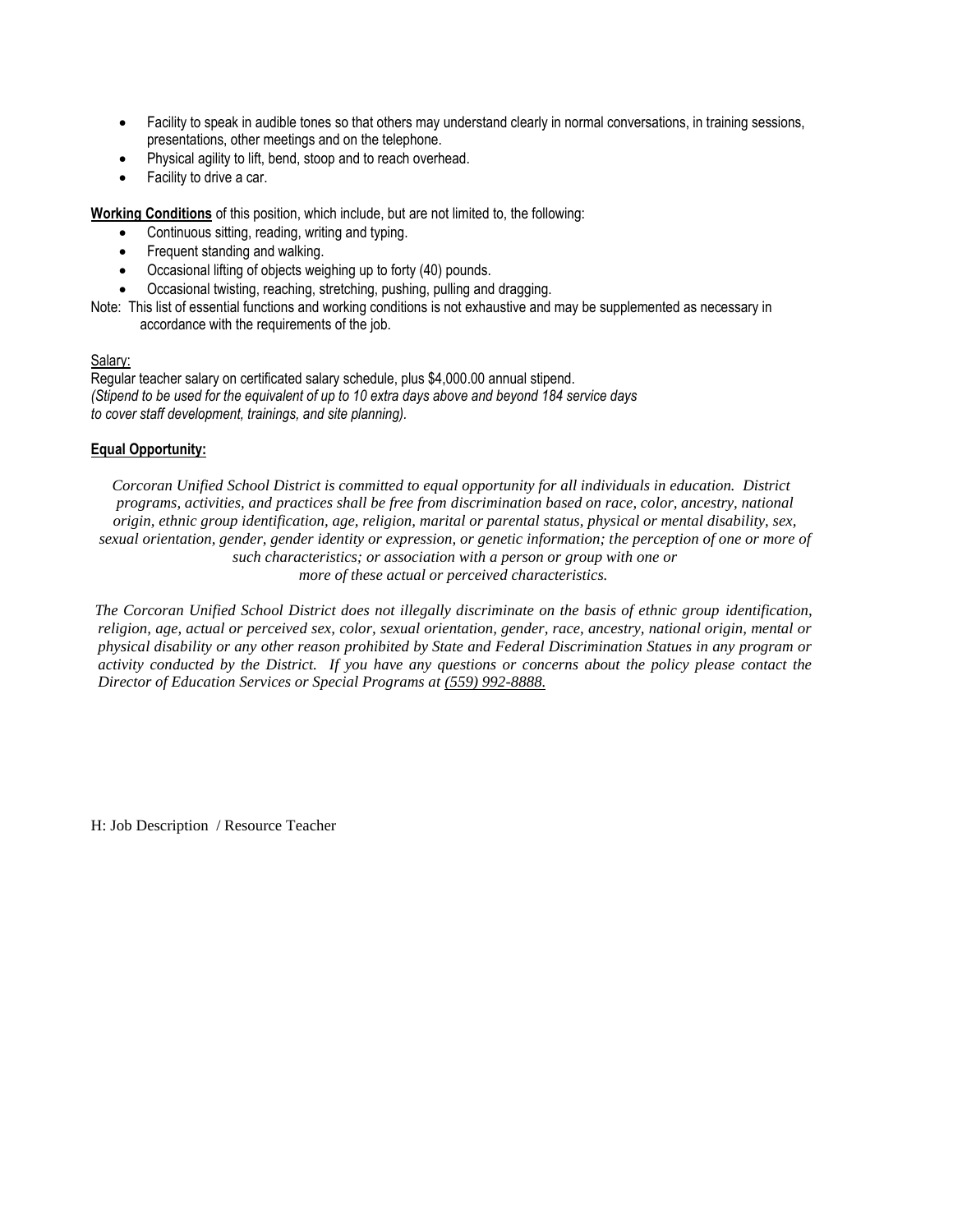- Facility to speak in audible tones so that others may understand clearly in normal conversations, in training sessions, presentations, other meetings and on the telephone.
- Physical agility to lift, bend, stoop and to reach overhead.
- Facility to drive a car.

**Working Conditions** of this position, which include, but are not limited to, the following:

- Continuous sitting, reading, writing and typing.
- Frequent standing and walking.
- Occasional lifting of objects weighing up to forty (40) pounds.
- Occasional twisting, reaching, stretching, pushing, pulling and dragging.

Note: This list of essential functions and working conditions is not exhaustive and may be supplemented as necessary in accordance with the requirements of the job.

Salary:
Regular teacher salary on certificated salary schedule, plus $4,000.00 annual stipend.
*(Stipend to be used for the equivalent of up to 10 extra days above and beyond 184 service days to cover staff development, trainings, and site planning).*

**Equal Opportunity:**

*Corcoran Unified School District is committed to equal opportunity for all individuals in education. District programs, activities, and practices shall be free from discrimination based on race, color, ancestry, national origin, ethnic group identification, age, religion, marital or parental status, physical or mental disability, sex, sexual orientation, gender, gender identity or expression, or genetic information; the perception of one or more of such characteristics; or association with a person or group with one or more of these actual or perceived characteristics.*

*The Corcoran Unified School District does not illegally discriminate on the basis of ethnic group identification, religion, age, actual or perceived sex, color, sexual orientation, gender, race, ancestry, national origin, mental or physical disability or any other reason prohibited by State and Federal Discrimination Statues in any program or activity conducted by the District. If you have any questions or concerns about the policy please contact the Director of Education Services or Special Programs at (559) 992-8888.*

H: Job Description / Resource Teacher